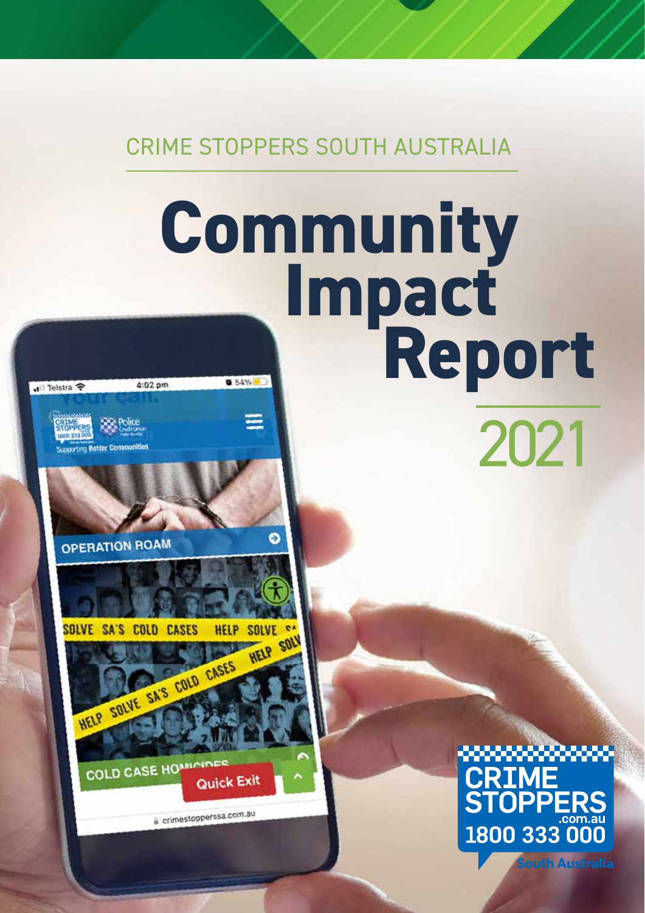CRIME STOPPERS SOUTH AUSTRALIA

# Community Impact Report

## 2021

CRIME STOPPERS
.com.au
1800 333 000
South Australia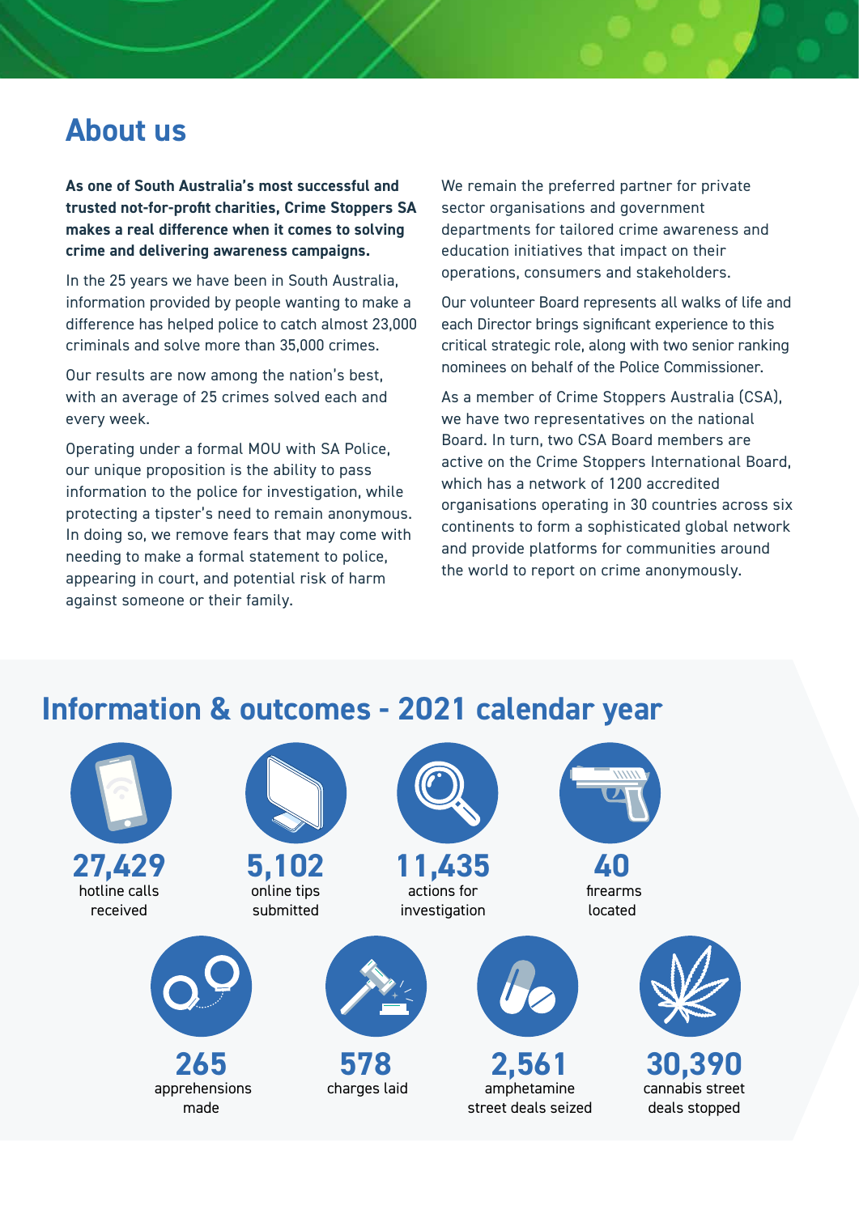# About us

**As one of South Australia's most successful and trusted not-for-profit charities, Crime Stoppers SA makes a real difference when it comes to solving crime and delivering awareness campaigns.**

In the 25 years we have been in South Australia, information provided by people wanting to make a difference has helped police to catch almost 23,000 criminals and solve more than 35,000 crimes.

Our results are now among the nation's best, with an average of 25 crimes solved each and every week.

Operating under a formal MOU with SA Police, our unique proposition is the ability to pass information to the police for investigation, while protecting a tipster's need to remain anonymous. In doing so, we remove fears that may come with needing to make a formal statement to police, appearing in court, and potential risk of harm against someone or their family.

We remain the preferred partner for private sector organisations and government departments for tailored crime awareness and education initiatives that impact on their operations, consumers and stakeholders.

Our volunteer Board represents all walks of life and each Director brings significant experience to this critical strategic role, along with two senior ranking nominees on behalf of the Police Commissioner.

As a member of Crime Stoppers Australia (CSA), we have two representatives on the national Board. In turn, two CSA Board members are active on the Crime Stoppers International Board, which has a network of 1200 accredited organisations operating in 30 countries across six continents to form a sophisticated global network and provide platforms for communities around the world to report on crime anonymously.

## Information & outcomes - 2021 calendar year

- **27,429** hotline calls received
- **5,102** online tips submitted
- **11,435** actions for investigation
- **40** firearms located
- **265** apprehensions made
- **578** charges laid
- **2,561** amphetamine street deals seized
- **30,390** cannabis street deals stopped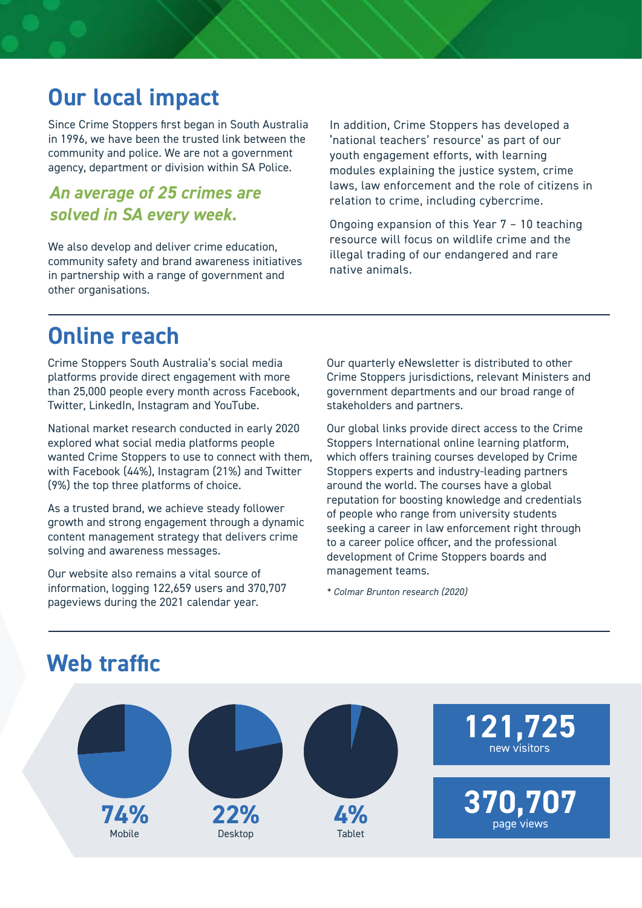## Our local impact

Since Crime Stoppers first began in South Australia in 1996, we have been the trusted link between the community and police. We are not a government agency, department or division within SA Police.

***An average of 25 crimes are solved in SA every week.***

We also develop and deliver crime education, community safety and brand awareness initiatives in partnership with a range of government and other organisations.

In addition, Crime Stoppers has developed a 'national teachers' resource' as part of our youth engagement efforts, with learning modules explaining the justice system, crime laws, law enforcement and the role of citizens in relation to crime, including cybercrime.

Ongoing expansion of this Year 7 – 10 teaching resource will focus on wildlife crime and the illegal trading of our endangered and rare native animals.

## Online reach

Crime Stoppers South Australia's social media platforms provide direct engagement with more than 25,000 people every month across Facebook, Twitter, LinkedIn, Instagram and YouTube.

National market research conducted in early 2020 explored what social media platforms people wanted Crime Stoppers to use to connect with them, with Facebook (44%), Instagram (21%) and Twitter (9%) the top three platforms of choice.

As a trusted brand, we achieve steady follower growth and strong engagement through a dynamic content management strategy that delivers crime solving and awareness messages.

Our website also remains a vital source of information, logging 122,659 users and 370,707 pageviews during the 2021 calendar year.

Our quarterly eNewsletter is distributed to other Crime Stoppers jurisdictions, relevant Ministers and government departments and our broad range of stakeholders and partners.

Our global links provide direct access to the Crime Stoppers International online learning platform, which offers training courses developed by Crime Stoppers experts and industry-leading partners around the world. The courses have a global reputation for boosting knowledge and credentials of people who range from university students seeking a career in law enforcement right through to a career police officer, and the professional development of Crime Stoppers boards and management teams.

*\* Colmar Brunton research (2020)*

## Web traffic

**74%** Mobile

**22%** Desktop

**4%** Tablet

**121,725** new visitors

**370,707** page views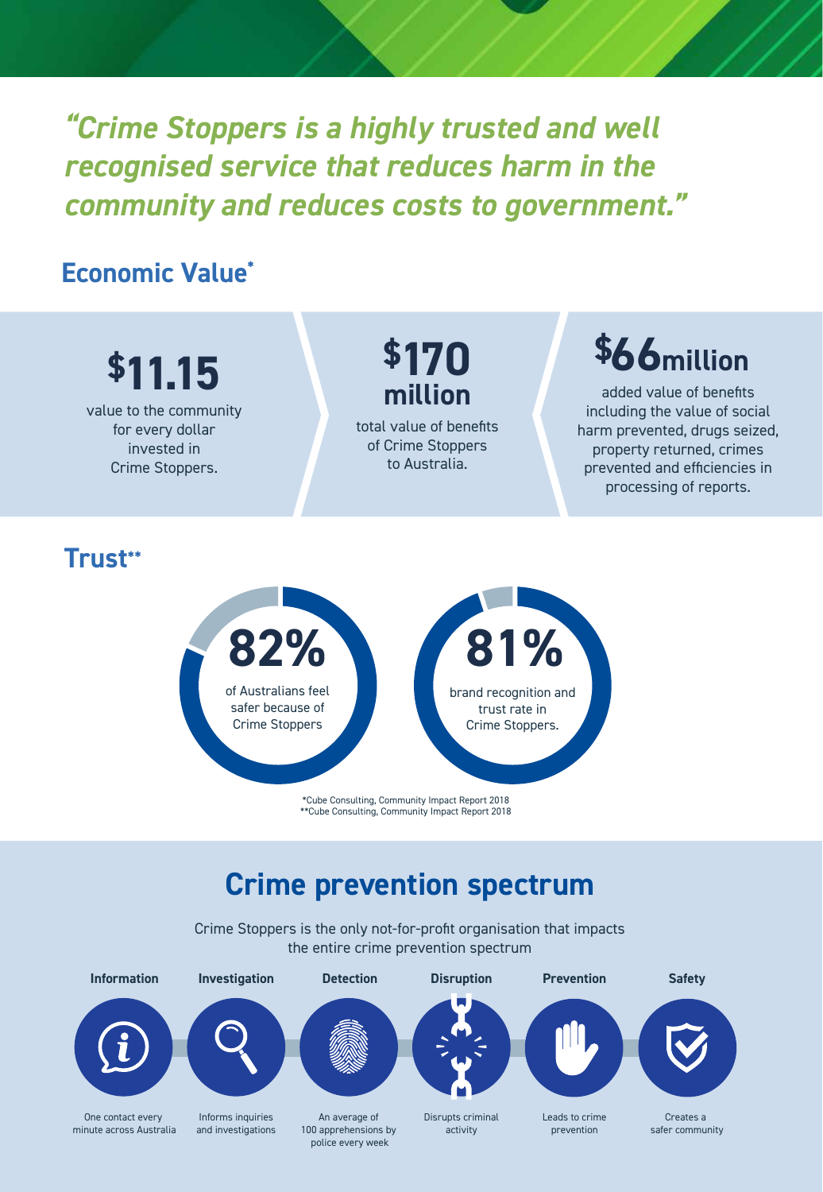***"Crime Stoppers is a highly trusted and well recognised service that reduces harm in the community and reduces costs to government."***

## Economic Value*

**$11.15**

value to the community for every dollar invested in Crime Stoppers.

**$170 million**

total value of benefits of Crime Stoppers to Australia.

**$66 million**

added value of benefits including the value of social harm prevented, drugs seized, property returned, crimes prevented and efficiencies in processing of reports.

## Trust**

**82%**

of Australians feel safer because of Crime Stoppers

**81%**

brand recognition and trust rate in Crime Stoppers.

*Cube Consulting, Community Impact Report 2018
**Cube Consulting, Community Impact Report 2018

## Crime prevention spectrum

Crime Stoppers is the only not-for-profit organisation that impacts the entire crime prevention spectrum

| Information | Investigation | Detection | Disruption | Prevention | Safety |
| --- | --- | --- | --- | --- | --- |
| One contact every minute across Australia | Informs inquiries and investigations | An average of 100 apprehensions by police every week | Disrupts criminal activity | Leads to crime prevention | Creates a safer community |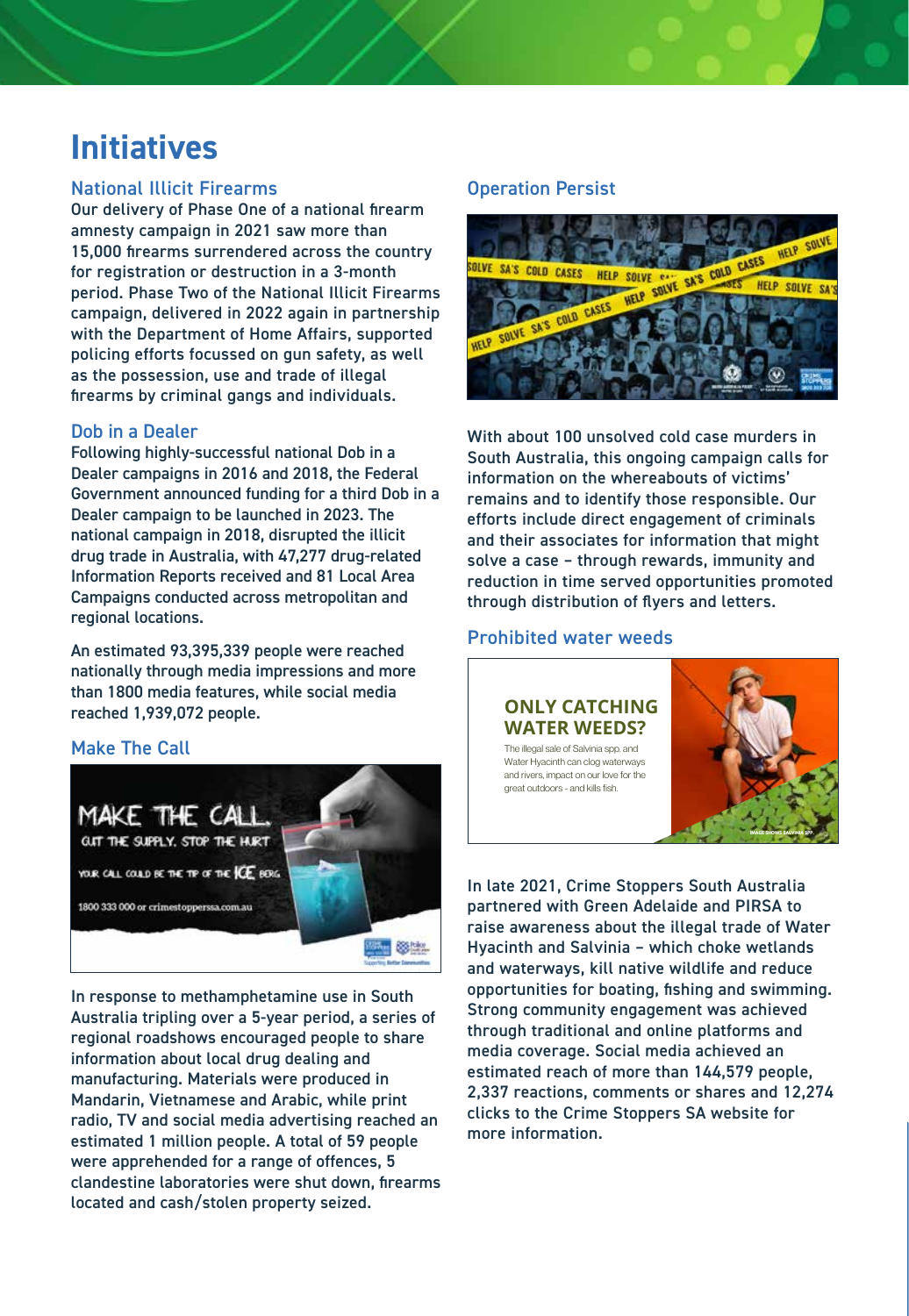# Initiatives

## National Illicit Firearms

Our delivery of Phase One of a national firearm amnesty campaign in 2021 saw more than 15,000 firearms surrendered across the country for registration or destruction in a 3-month period. Phase Two of the National Illicit Firearms campaign, delivered in 2022 again in partnership with the Department of Home Affairs, supported policing efforts focussed on gun safety, as well as the possession, use and trade of illegal firearms by criminal gangs and individuals.

## Dob in a Dealer

Following highly-successful national Dob in a Dealer campaigns in 2016 and 2018, the Federal Government announced funding for a third Dob in a Dealer campaign to be launched in 2023. The national campaign in 2018, disrupted the illicit drug trade in Australia, with 47,277 drug-related Information Reports received and 81 Local Area Campaigns conducted across metropolitan and regional locations.

An estimated 93,395,339 people were reached nationally through media impressions and more than 1800 media features, while social media reached 1,939,072 people.

## Make The Call

In response to methamphetamine use in South Australia tripling over a 5-year period, a series of regional roadshows encouraged people to share information about local drug dealing and manufacturing. Materials were produced in Mandarin, Vietnamese and Arabic, while print radio, TV and social media advertising reached an estimated 1 million people. A total of 59 people were apprehended for a range of offences, 5 clandestine laboratories were shut down, firearms located and cash/stolen property seized.

## Operation Persist

With about 100 unsolved cold case murders in South Australia, this ongoing campaign calls for information on the whereabouts of victims' remains and to identify those responsible. Our efforts include direct engagement of criminals and their associates for information that might solve a case – through rewards, immunity and reduction in time served opportunities promoted through distribution of flyers and letters.

## Prohibited water weeds

In late 2021, Crime Stoppers South Australia partnered with Green Adelaide and PIRSA to raise awareness about the illegal trade of Water Hyacinth and Salvinia – which choke wetlands and waterways, kill native wildlife and reduce opportunities for boating, fishing and swimming. Strong community engagement was achieved through traditional and online platforms and media coverage. Social media achieved an estimated reach of more than 144,579 people, 2,337 reactions, comments or shares and 12,274 clicks to the Crime Stoppers SA website for more information.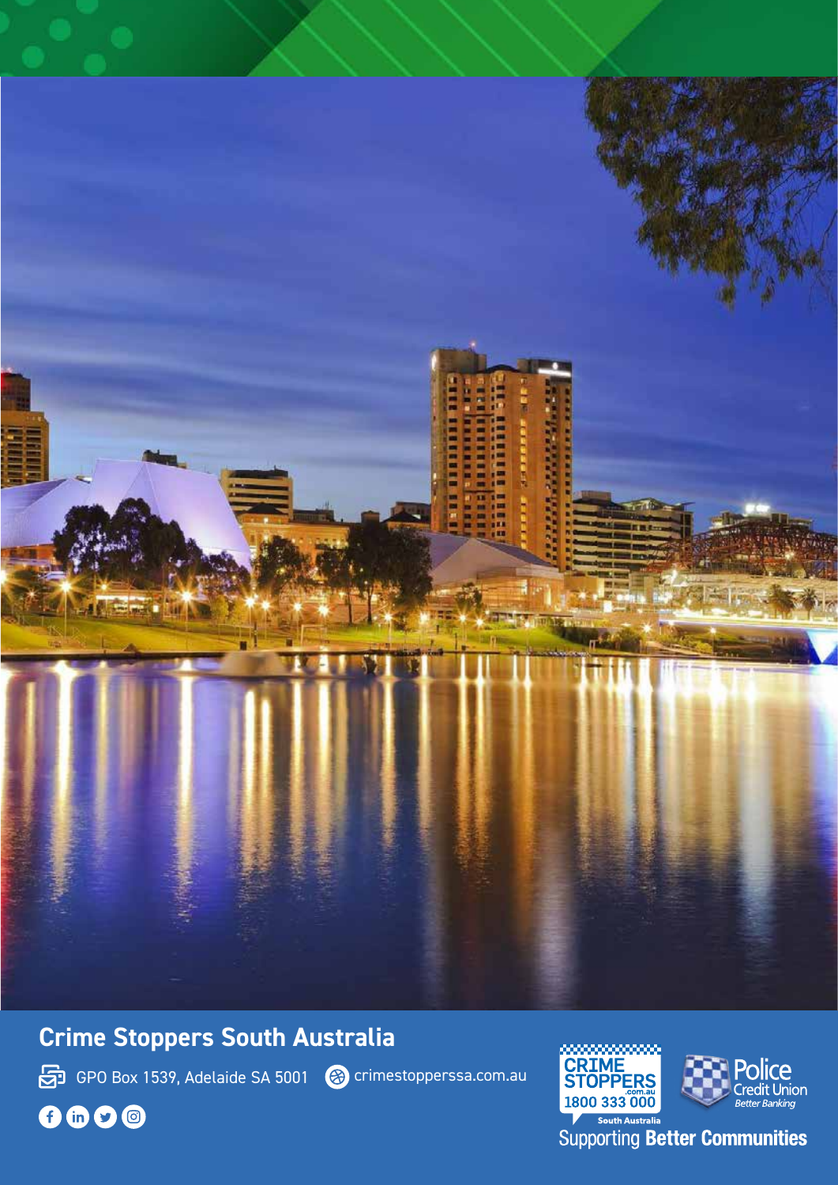## Crime Stoppers South Australia

GPO Box 1539, Adelaide SA 5001

crimestopperssa.com.au

CRIME STOPPERS .com.au 1800 333 000 South Australia

Police Credit Union Better Banking

Supporting **Better Communities**